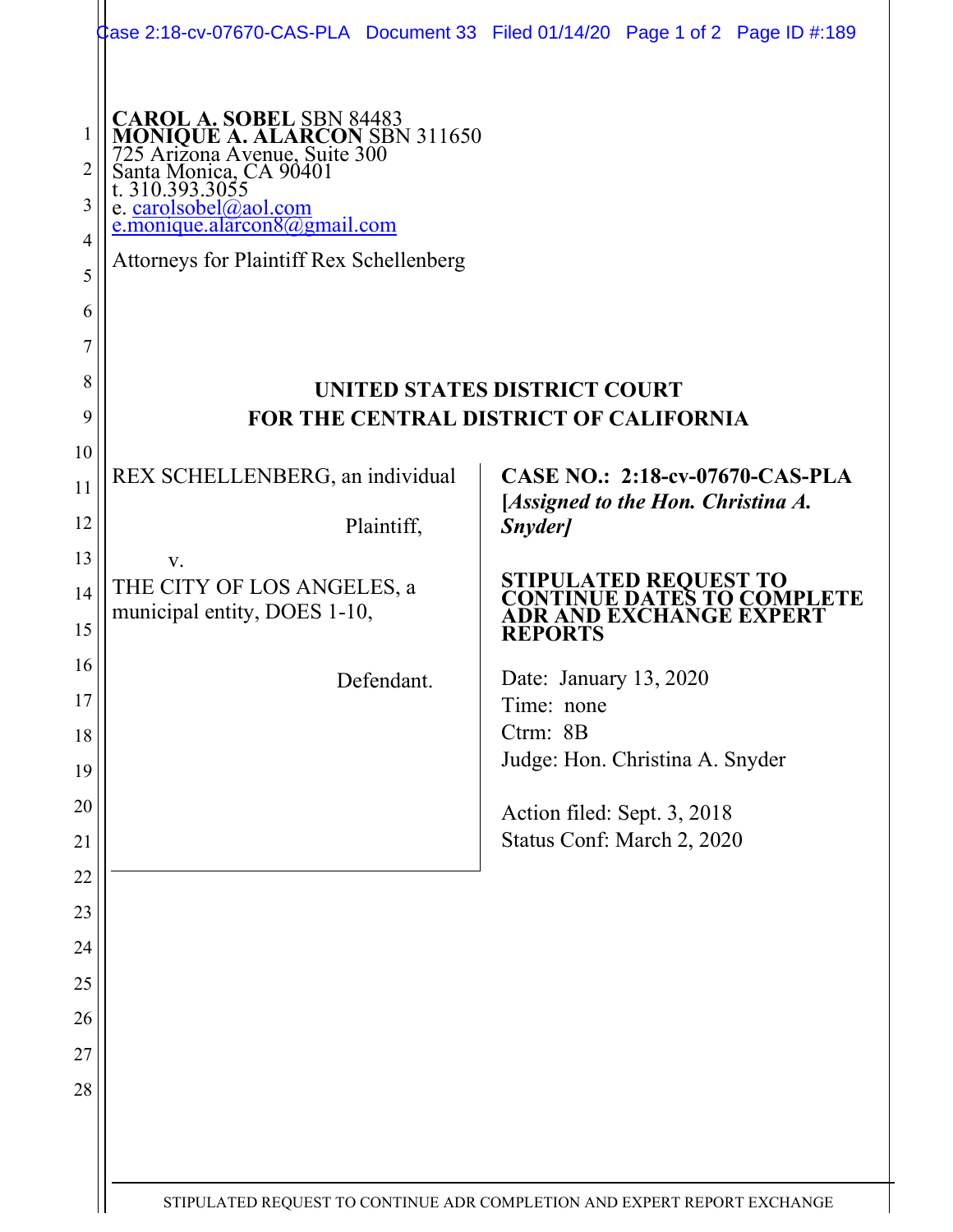**CAROL A. SOBEL** SBN 84483
**MONIQUE A. ALARCON** SBN 311650
725 Arizona Avenue, Suite 300
Santa Monica, CA 90401
t. 310.393.3055
e. carolsobel@aol.com
e.monique.alarcon8@gmail.com

Attorneys for Plaintiff Rex Schellenberg

**UNITED STATES DISTRICT COURT**
**FOR THE CENTRAL DISTRICT OF CALIFORNIA**

REX SCHELLENBERG, an individual

Plaintiff,

v.

THE CITY OF LOS ANGELES, a municipal entity, DOES 1-10,

Defendant.

**CASE NO.: 2:18-cv-07670-CAS-PLA**
**[*Assigned to the Hon. Christina A. Snyder]***

**STIPULATED REQUEST TO CONTINUE DATES TO COMPLETE ADR AND EXCHANGE EXPERT REPORTS**

Date: January 13, 2020
Time: none
Ctrm: 8B
Judge: Hon. Christina A. Snyder

Action filed: Sept. 3, 2018
Status Conf: March 2, 2020

STIPULATED REQUEST TO CONTINUE ADR COMPLETION AND EXPERT REPORT EXCHANGE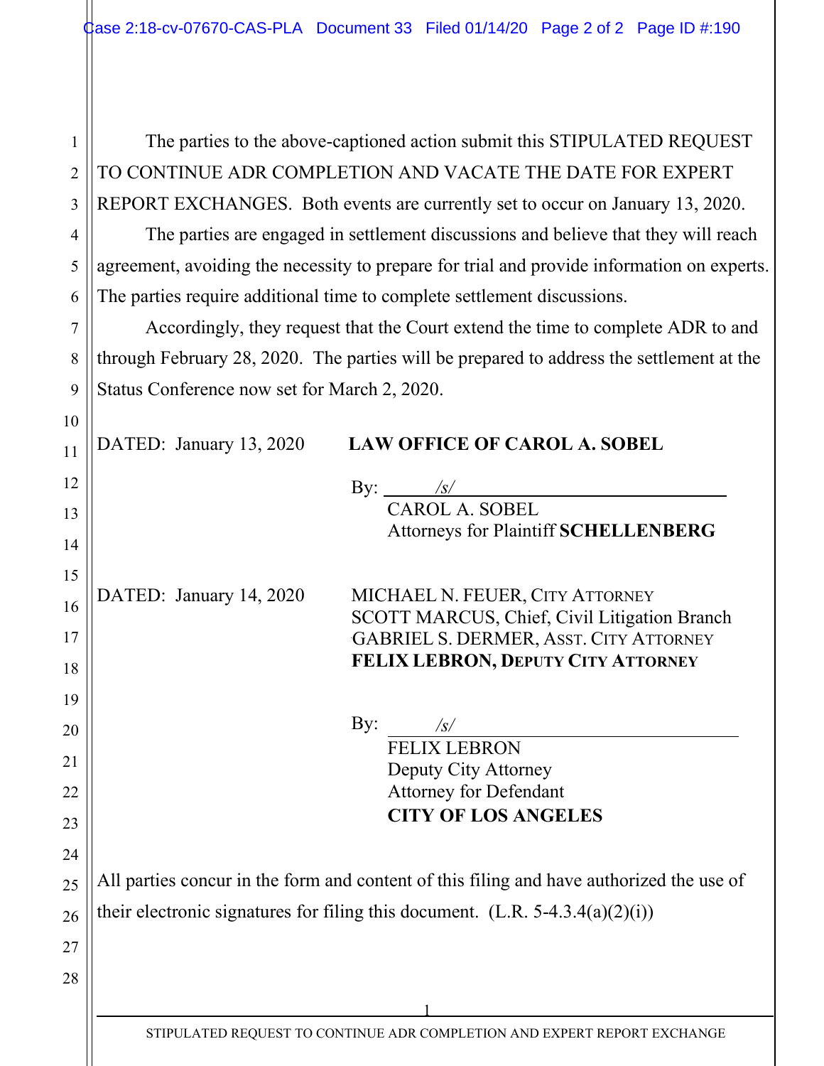The parties to the above-captioned action submit this STIPULATED REQUEST TO CONTINUE ADR COMPLETION AND VACATE THE DATE FOR EXPERT REPORT EXCHANGES. Both events are currently set to occur on January 13, 2020.

The parties are engaged in settlement discussions and believe that they will reach agreement, avoiding the necessity to prepare for trial and provide information on experts. The parties require additional time to complete settlement discussions.

Accordingly, they request that the Court extend the time to complete ADR to and through February 28, 2020. The parties will be prepared to address the settlement at the Status Conference now set for March 2, 2020.

DATED: January 13, 2020

**LAW OFFICE OF CAROL A. SOBEL**

By: */s/*
CAROL A. SOBEL
Attorneys for Plaintiff **SCHELLENBERG**

DATED: January 14, 2020

MICHAEL N. FEUER, CITY ATTORNEY
SCOTT MARCUS, Chief, Civil Litigation Branch
GABRIEL S. DERMER, ASST. CITY ATTORNEY
**FELIX LEBRON, DEPUTY CITY ATTORNEY**

By: */s/*
FELIX LEBRON
Deputy City Attorney
Attorney for Defendant
**CITY OF LOS ANGELES**

All parties concur in the form and content of this filing and have authorized the use of their electronic signatures for filing this document. (L.R. 5-4.3.4(a)(2)(i))